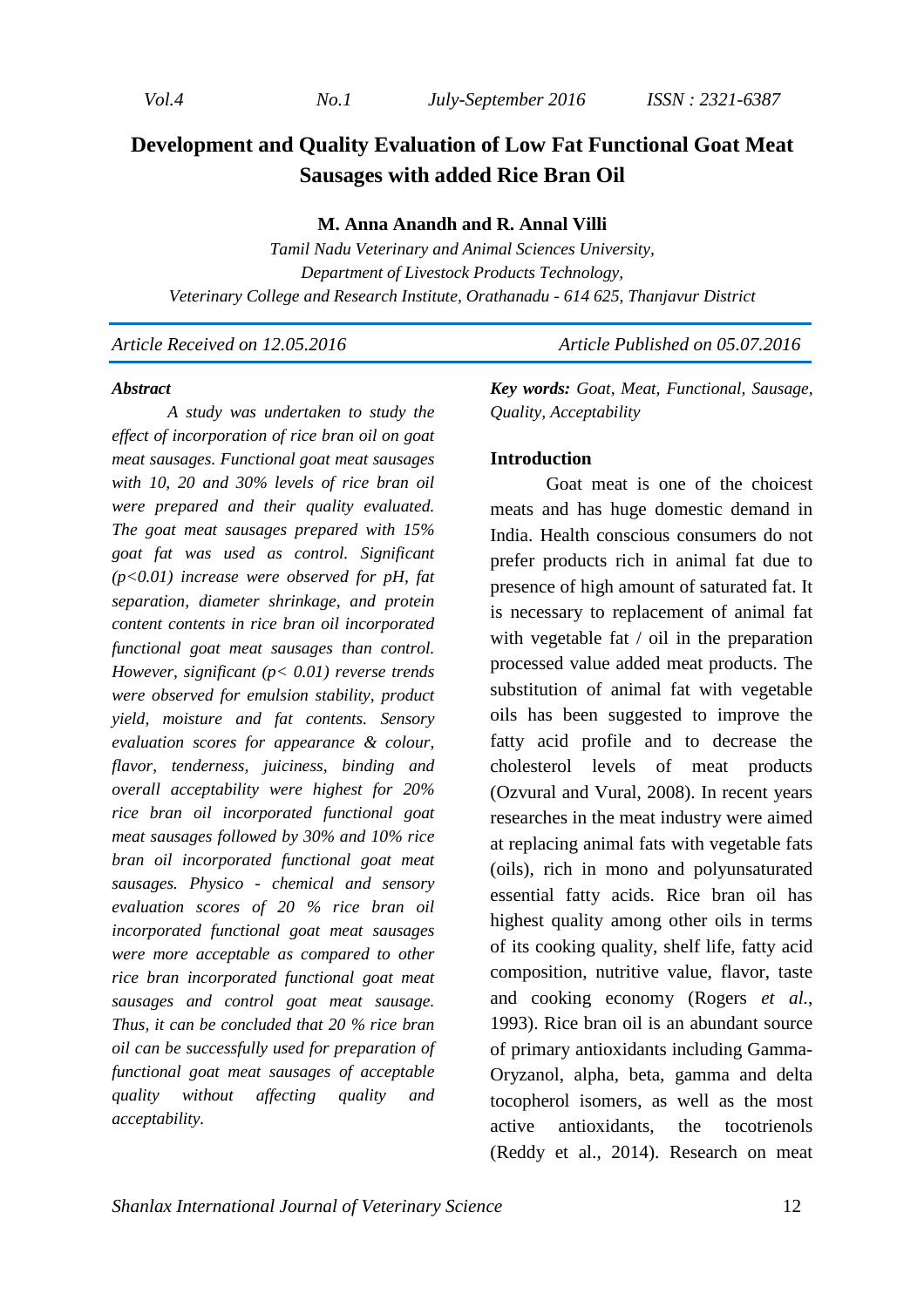# Development and Quality Evaluation of Low Fat Functional Goat Meat Sausages with added Rice Bran Oil

**M. Anna Anandh and R. Annal Villi**

*Tamil Nadu Veterinary and Animal Sciences University,*
*Department of Livestock Products Technology,*
*Veterinary College and Research Institute, Orathanadu - 614 625, Thanjavur District*

*Article Received on 12.05.2016* *Article Published on 05.07.2016*

### *Abstract*

*A study was undertaken to study the effect of incorporation of rice bran oil on goat meat sausages. Functional goat meat sausages with 10, 20 and 30% levels of rice bran oil were prepared and their quality evaluated. The goat meat sausages prepared with 15% goat fat was used as control. Significant ($p<0.01$) increase were observed for pH, fat separation, diameter shrinkage, and protein content contents in rice bran oil incorporated functional goat meat sausages than control. However, significant ($p< 0.01$) reverse trends were observed for emulsion stability, product yield, moisture and fat contents. Sensory evaluation scores for appearance & colour, flavor, tenderness, juiciness, binding and overall acceptability were highest for 20% rice bran oil incorporated functional goat meat sausages followed by 30% and 10% rice bran oil incorporated functional goat meat sausages. Physico - chemical and sensory evaluation scores of 20 % rice bran oil incorporated functional goat meat sausages were more acceptable as compared to other rice bran incorporated functional goat meat sausages and control goat meat sausage. Thus, it can be concluded that 20 % rice bran oil can be successfully used for preparation of functional goat meat sausages of acceptable quality without affecting quality and acceptability.*

***Key words:*** *Goat, Meat, Functional, Sausage, Quality, Acceptability*

## Introduction

Goat meat is one of the choicest meats and has huge domestic demand in India. Health conscious consumers do not prefer products rich in animal fat due to presence of high amount of saturated fat. It is necessary to replacement of animal fat with vegetable fat / oil in the preparation processed value added meat products. The substitution of animal fat with vegetable oils has been suggested to improve the fatty acid profile and to decrease the cholesterol levels of meat products (Ozvural and Vural, 2008). In recent years researches in the meat industry were aimed at replacing animal fats with vegetable fats (oils), rich in mono and polyunsaturated essential fatty acids. Rice bran oil has highest quality among other oils in terms of its cooking quality, shelf life, fatty acid composition, nutritive value, flavor, taste and cooking economy (Rogers *et al.*, 1993). Rice bran oil is an abundant source of primary antioxidants including Gamma-Oryzanol, alpha, beta, gamma and delta tocopherol isomers, as well as the most active antioxidants, the tocotrienols (Reddy et al., 2014). Research on meat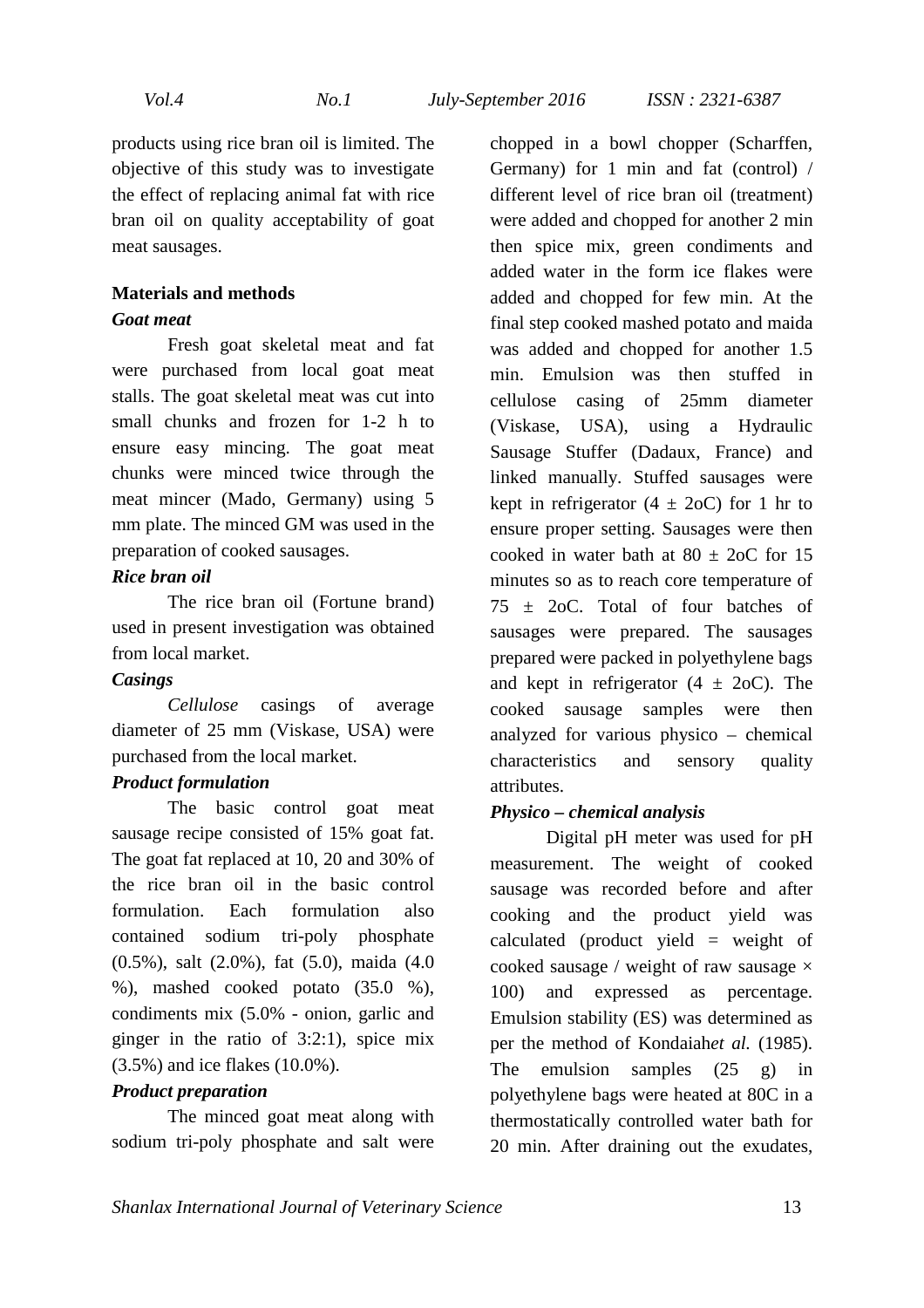products using rice bran oil is limited. The objective of this study was to investigate the effect of replacing animal fat with rice bran oil on quality acceptability of goat meat sausages.

## Materials and methods

### *Goat meat*

Fresh goat skeletal meat and fat were purchased from local goat meat stalls. The goat skeletal meat was cut into small chunks and frozen for 1-2 h to ensure easy mincing. The goat meat chunks were minced twice through the meat mincer (Mado, Germany) using 5 mm plate. The minced GM was used in the preparation of cooked sausages.

### *Rice bran oil*

The rice bran oil (Fortune brand) used in present investigation was obtained from local market.

### *Casings*

*Cellulose* casings of average diameter of 25 mm (Viskase, USA) were purchased from the local market.

### *Product formulation*

The basic control goat meat sausage recipe consisted of 15% goat fat. The goat fat replaced at 10, 20 and 30% of the rice bran oil in the basic control formulation. Each formulation also contained sodium tri-poly phosphate (0.5%), salt (2.0%), fat (5.0), maida (4.0 %), mashed cooked potato (35.0 %), condiments mix (5.0% - onion, garlic and ginger in the ratio of 3:2:1), spice mix (3.5%) and ice flakes (10.0%).

### *Product preparation*

The minced goat meat along with sodium tri-poly phosphate and salt were chopped in a bowl chopper (Scharffen, Germany) for 1 min and fat (control) / different level of rice bran oil (treatment) were added and chopped for another 2 min then spice mix, green condiments and added water in the form ice flakes were added and chopped for few min. At the final step cooked mashed potato and maida was added and chopped for another 1.5 min. Emulsion was then stuffed in cellulose casing of 25mm diameter (Viskase, USA), using a Hydraulic Sausage Stuffer (Dadaux, France) and linked manually. Stuffed sausages were kept in refrigerator (4 ± 2oC) for 1 hr to ensure proper setting. Sausages were then cooked in water bath at 80 ± 2oC for 15 minutes so as to reach core temperature of 75 ± 2oC. Total of four batches of sausages were prepared. The sausages prepared were packed in polyethylene bags and kept in refrigerator (4 ± 2oC). The cooked sausage samples were then analyzed for various physico – chemical characteristics and sensory quality attributes.

### *Physico – chemical analysis*

Digital pH meter was used for pH measurement. The weight of cooked sausage was recorded before and after cooking and the product yield was calculated (product yield = weight of cooked sausage / weight of raw sausage × 100) and expressed as percentage. Emulsion stability (ES) was determined as per the method of Kondaiah*et al.* (1985). The emulsion samples (25 g) in polyethylene bags were heated at 80C in a thermostatically controlled water bath for 20 min. After draining out the exudates,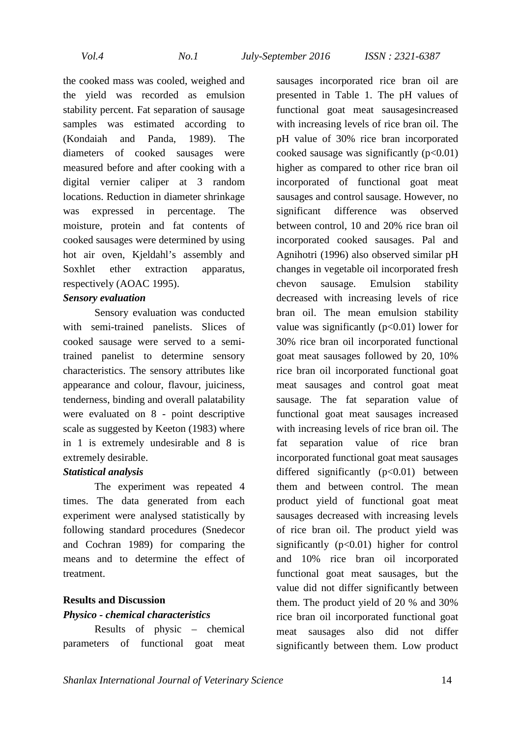the cooked mass was cooled, weighed and the yield was recorded as emulsion stability percent. Fat separation of sausage samples was estimated according to (Kondaiah and Panda, 1989). The diameters of cooked sausages were measured before and after cooking with a digital vernier caliper at 3 random locations. Reduction in diameter shrinkage was expressed in percentage. The moisture, protein and fat contents of cooked sausages were determined by using hot air oven, Kjeldahl's assembly and Soxhlet ether extraction apparatus, respectively (AOAC 1995).

***Sensory evaluation***

Sensory evaluation was conducted with semi-trained panelists. Slices of cooked sausage were served to a semi-trained panelist to determine sensory characteristics. The sensory attributes like appearance and colour, flavour, juiciness, tenderness, binding and overall palatability were evaluated on 8 - point descriptive scale as suggested by Keeton (1983) where in 1 is extremely undesirable and 8 is extremely desirable.

***Statistical analysis***

The experiment was repeated 4 times. The data generated from each experiment were analysed statistically by following standard procedures (Snedecor and Cochran 1989) for comparing the means and to determine the effect of treatment.

## Results and Discussion

***Physico - chemical characteristics***

Results of physic – chemical parameters of functional goat meat sausages incorporated rice bran oil are presented in Table 1. The pH values of functional goat meat sausagesincreased with increasing levels of rice bran oil. The pH value of 30% rice bran incorporated cooked sausage was significantly ($p<0.01$) higher as compared to other rice bran oil incorporated of functional goat meat sausages and control sausage. However, no significant difference was observed between control, 10 and 20% rice bran oil incorporated cooked sausages. Pal and Agnihotri (1996) also observed similar pH changes in vegetable oil incorporated fresh chevon sausage. Emulsion stability decreased with increasing levels of rice bran oil. The mean emulsion stability value was significantly ($p<0.01$) lower for 30% rice bran oil incorporated functional goat meat sausages followed by 20, 10% rice bran oil incorporated functional goat meat sausages and control goat meat sausage. The fat separation value of functional goat meat sausages increased with increasing levels of rice bran oil. The fat separation value of rice bran incorporated functional goat meat sausages differed significantly ($p<0.01$) between them and between control. The mean product yield of functional goat meat sausages decreased with increasing levels of rice bran oil. The product yield was significantly ($p<0.01$) higher for control and 10% rice bran oil incorporated functional goat meat sausages, but the value did not differ significantly between them. The product yield of 20 % and 30% rice bran oil incorporated functional goat meat sausages also did not differ significantly between them. Low product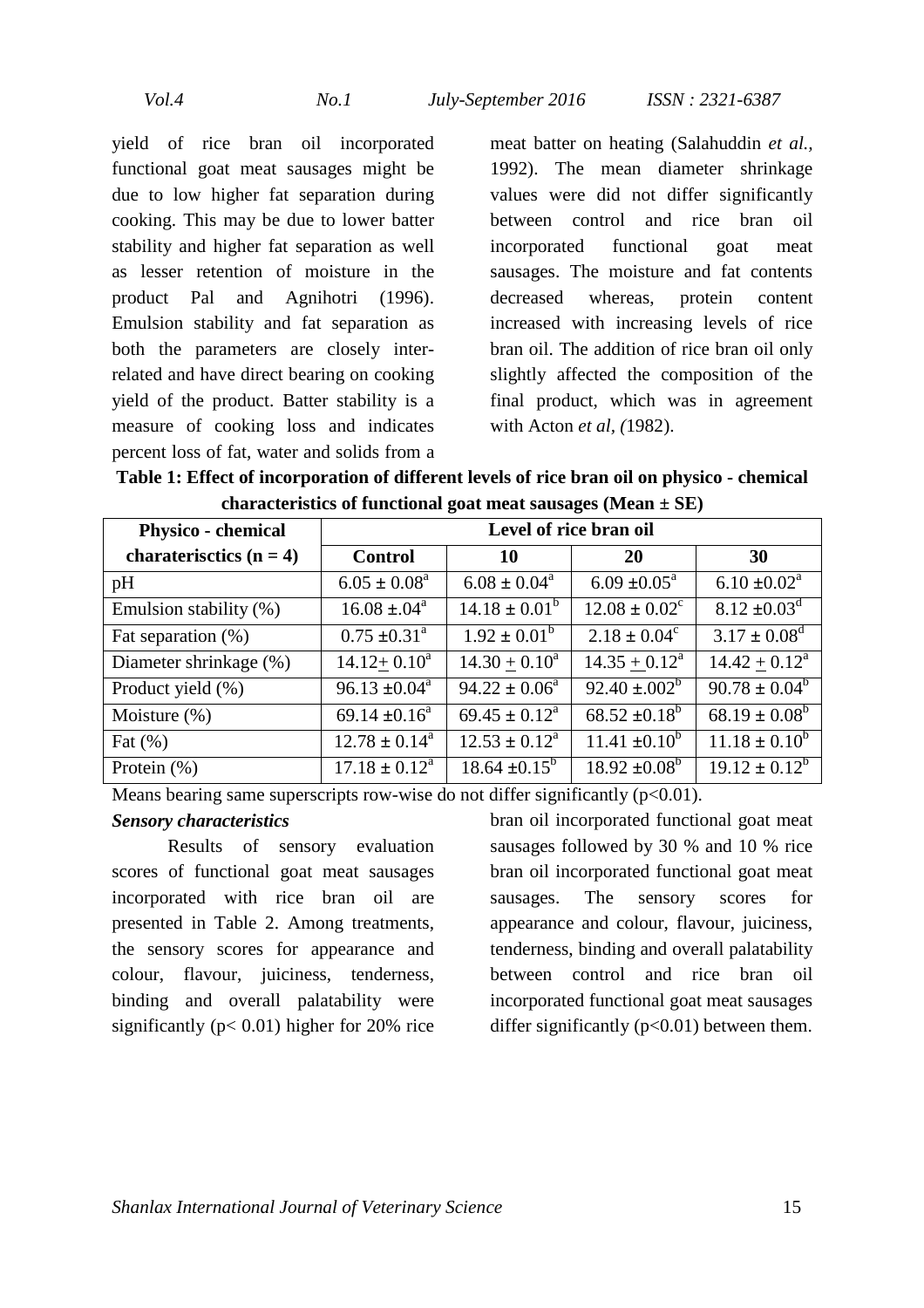yield of rice bran oil incorporated functional goat meat sausages might be due to low higher fat separation during cooking. This may be due to lower batter stability and higher fat separation as well as lesser retention of moisture in the product Pal and Agnihotri (1996). Emulsion stability and fat separation as both the parameters are closely inter-related and have direct bearing on cooking yield of the product. Batter stability is a measure of cooking loss and indicates percent loss of fat, water and solids from a meat batter on heating (Salahuddin *et al.,* 1992). The mean diameter shrinkage values were did not differ significantly between control and rice bran oil incorporated functional goat meat sausages. The moisture and fat contents decreased whereas, protein content increased with increasing levels of rice bran oil. The addition of rice bran oil only slightly affected the composition of the final product, which was in agreement with Acton *et al, (*1982).

**Table 1: Effect of incorporation of different levels of rice bran oil on physico - chemical characteristics of functional goat meat sausages (Mean ± SE)**

| Physico - chemical charaterisctics (n = 4) | Level of rice bran oil | | | |
|---|---|---|---|---|
| | Control | 10 | 20 | 30 |
| pH | $6.05 \pm 0.08^a$ | $6.08 \pm 0.04^a$ | $6.09 \pm 0.05^a$ | $6.10 \pm 0.02^a$ |
| Emulsion stability (%) | $16.08 \pm .04^a$ | $14.18 \pm 0.01^b$ | $12.08 \pm 0.02^c$ | $8.12 \pm 0.03^d$ |
| Fat separation (%) | $0.75 \pm 0.31^a$ | $1.92 \pm 0.01^b$ | $2.18 \pm 0.04^c$ | $3.17 \pm 0.08^d$ |
| Diameter shrinkage (%) | $14.12 \pm 0.10^a$ | $14.30 \pm 0.10^a$ | $14.35 \pm 0.12^a$ | $14.42 \pm 0.12^a$ |
| Product yield (%) | $96.13 \pm 0.04^a$ | $94.22 \pm 0.06^a$ | $92.40 \pm .002^b$ | $90.78 \pm 0.04^b$ |
| Moisture (%) | $69.14 \pm 0.16^a$ | $69.45 \pm 0.12^a$ | $68.52 \pm 0.18^b$ | $68.19 \pm 0.08^b$ |
| Fat (%) | $12.78 \pm 0.14^a$ | $12.53 \pm 0.12^a$ | $11.41 \pm 0.10^b$ | $11.18 \pm 0.10^b$ |
| Protein (%) | $17.18 \pm 0.12^a$ | $18.64 \pm 0.15^b$ | $18.92 \pm 0.08^b$ | $19.12 \pm 0.12^b$ |

Means bearing same superscripts row-wise do not differ significantly ($p<0.01$).

***Sensory characteristics***

Results of sensory evaluation scores of functional goat meat sausages incorporated with rice bran oil are presented in Table 2. Among treatments, the sensory scores for appearance and colour, flavour, juiciness, tenderness, binding and overall palatability were significantly ($p< 0.01$) higher for 20% rice bran oil incorporated functional goat meat sausages followed by 30 % and 10 % rice bran oil incorporated functional goat meat sausages. The sensory scores for appearance and colour, flavour, juiciness, tenderness, binding and overall palatability between control and rice bran oil incorporated functional goat meat sausages differ significantly ($p<0.01$) between them.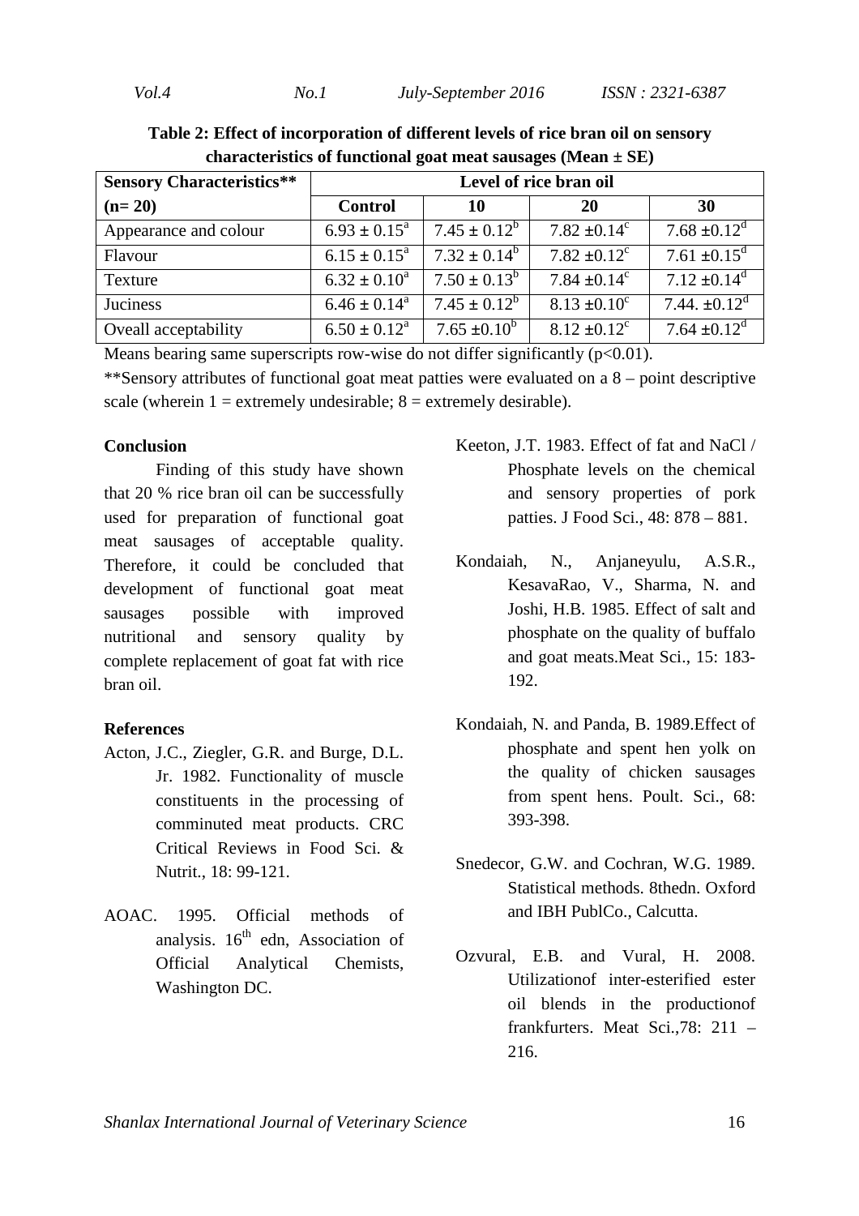**Table 2: Effect of incorporation of different levels of rice bran oil on sensory characteristics of functional goat meat sausages (Mean ± SE)**

| Sensory Characteristics** (n= 20) | Level of rice bran oil | | | |
|---|---|---|---|---|
| | Control | 10 | 20 | 30 |
| Appearance and colour | $6.93 \pm 0.15^a$ | $7.45 \pm 0.12^b$ | $7.82 \pm 0.14^c$ | $7.68 \pm 0.12^d$ |
| Flavour | $6.15 \pm 0.15^a$ | $7.32 \pm 0.14^b$ | $7.82 \pm 0.12^c$ | $7.61 \pm 0.15^d$ |
| Texture | $6.32 \pm 0.10^a$ | $7.50 \pm 0.13^b$ | $7.84 \pm 0.14^c$ | $7.12 \pm 0.14^d$ |
| Juciness | $6.46 \pm 0.14^a$ | $7.45 \pm 0.12^b$ | $8.13 \pm 0.10^c$ | $7.44. \pm 0.12^d$ |
| Oveall acceptability | $6.50 \pm 0.12^a$ | $7.65 \pm 0.10^b$ | $8.12 \pm 0.12^c$ | $7.64 \pm 0.12^d$ |

Means bearing same superscripts row-wise do not differ significantly ($p<0.01$).

**Sensory attributes of functional goat meat patties were evaluated on a 8 – point descriptive scale (wherein 1 = extremely undesirable; 8 = extremely desirable).

**Conclusion**

Finding of this study have shown that 20 % rice bran oil can be successfully used for preparation of functional goat meat sausages of acceptable quality. Therefore, it could be concluded that development of functional goat meat sausages possible with improved nutritional and sensory quality by complete replacement of goat fat with rice bran oil.

**References**

Acton, J.C., Ziegler, G.R. and Burge, D.L. Jr. 1982. Functionality of muscle constituents in the processing of comminuted meat products. CRC Critical Reviews in Food Sci. & Nutrit., 18: 99-121.

AOAC. 1995. Official methods of analysis. 16th edn, Association of Official Analytical Chemists, Washington DC.

Keeton, J.T. 1983. Effect of fat and NaCl / Phosphate levels on the chemical and sensory properties of pork patties. J Food Sci., 48: 878 – 881.

Kondaiah, N., Anjaneyulu, A.S.R., KesavaRao, V., Sharma, N. and Joshi, H.B. 1985. Effect of salt and phosphate on the quality of buffalo and goat meats.Meat Sci., 15: 183-192.

Kondaiah, N. and Panda, B. 1989.Effect of phosphate and spent hen yolk on the quality of chicken sausages from spent hens. Poult. Sci., 68: 393-398.

Snedecor, G.W. and Cochran, W.G. 1989. Statistical methods. 8thedn. Oxford and IBH PublCo., Calcutta.

Ozvural, E.B. and Vural, H. 2008. Utilizationof inter-esterified ester oil blends in the productionof frankfurters. Meat Sci.,78: 211 – 216.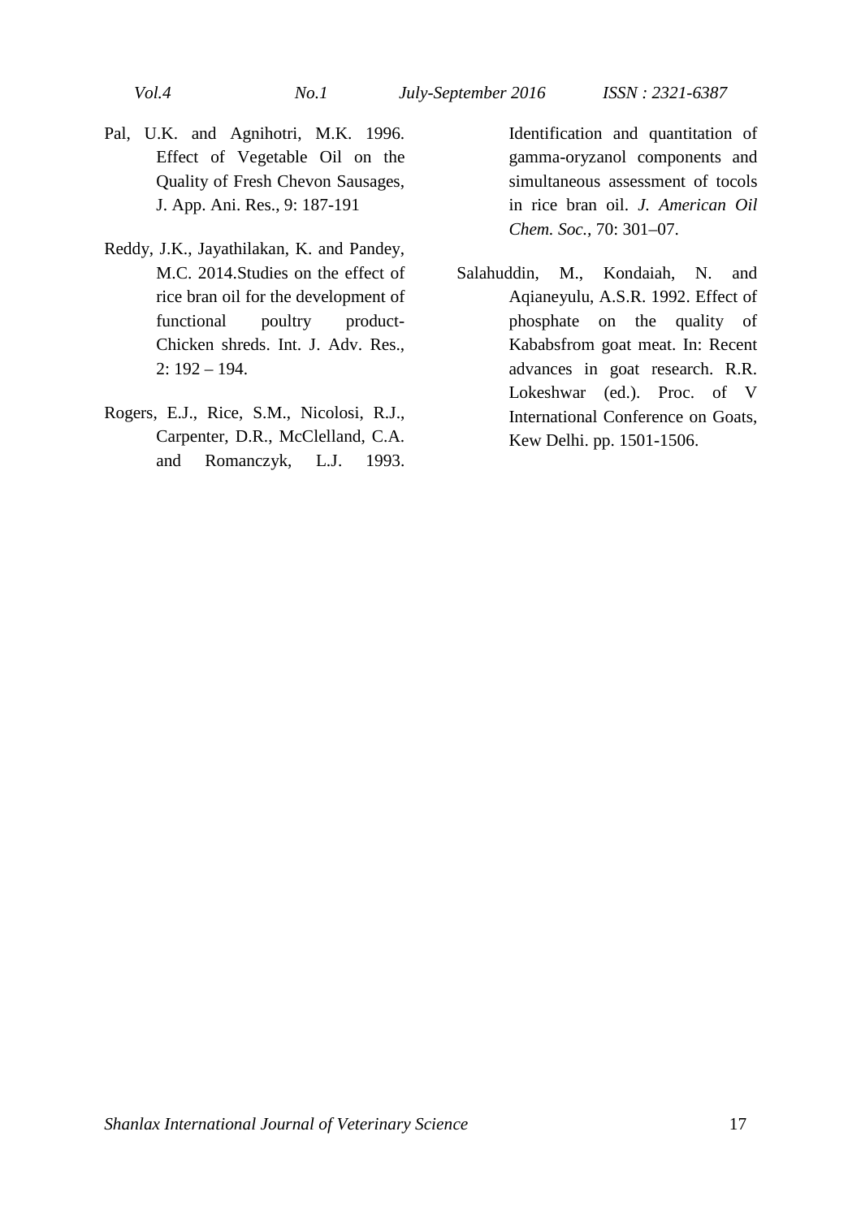Pal, U.K. and Agnihotri, M.K. 1996. Effect of Vegetable Oil on the Quality of Fresh Chevon Sausages, J. App. Ani. Res., 9: 187-191

Reddy, J.K., Jayathilakan, K. and Pandey, M.C. 2014.Studies on the effect of rice bran oil for the development of functional poultry product-Chicken shreds. Int. J. Adv. Res., 2: 192 – 194.

Rogers, E.J., Rice, S.M., Nicolosi, R.J., Carpenter, D.R., McClelland, C.A. and Romanczyk, L.J. 1993. Identification and quantitation of gamma-oryzanol components and simultaneous assessment of tocols in rice bran oil. *J. American Oil Chem. Soc.*, 70: 301–07.

Salahuddin, M., Kondaiah, N. and Aqianeyulu, A.S.R. 1992. Effect of phosphate on the quality of Kababsfrom goat meat. In: Recent advances in goat research. R.R. Lokeshwar (ed.). Proc. of V International Conference on Goats, Kew Delhi. pp. 1501-1506.